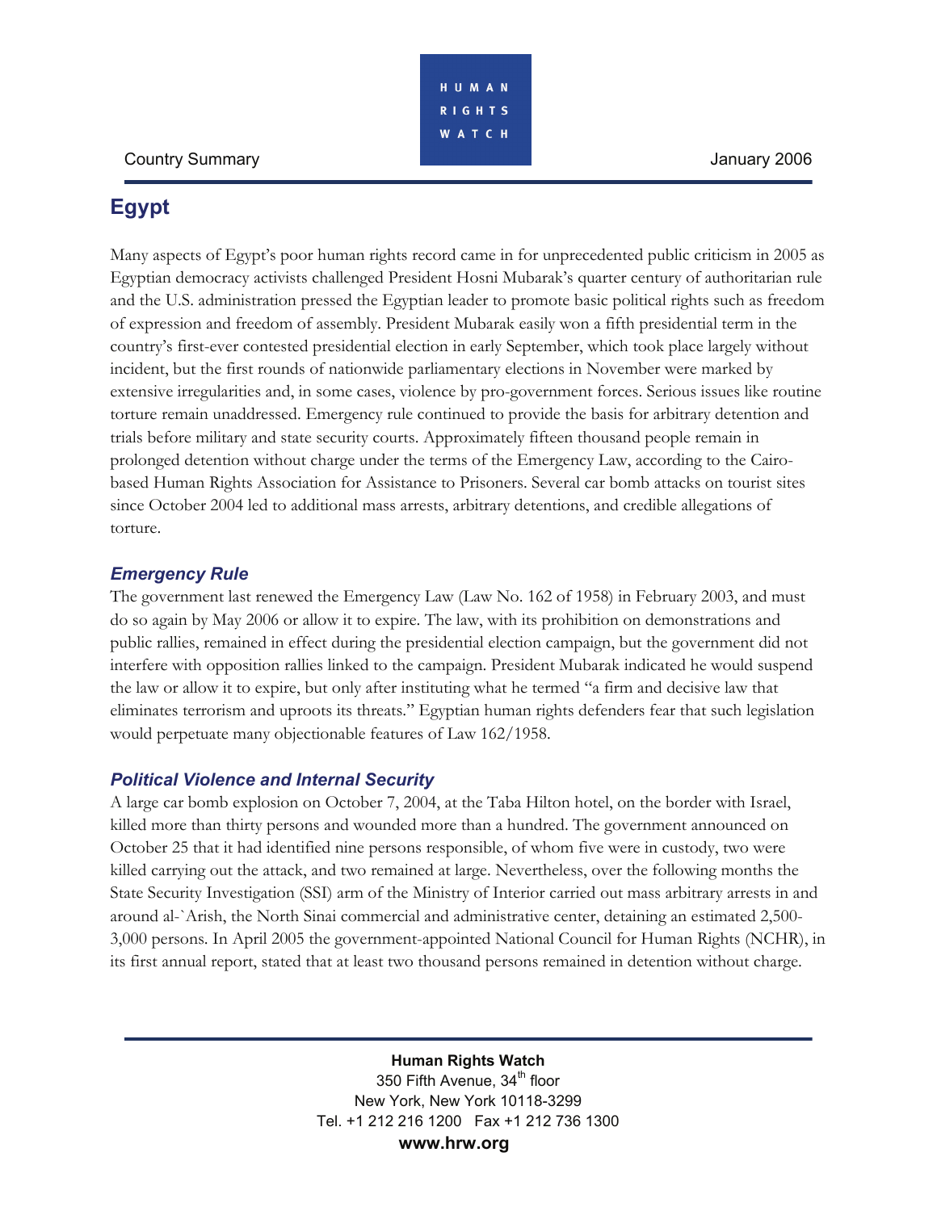Country Summary

January 2006

# Egypt

Many aspects of Egypt's poor human rights record came in for unprecedented public criticism in 2005 as Egyptian democracy activists challenged President Hosni Mubarak's quarter century of authoritarian rule and the U.S. administration pressed the Egyptian leader to promote basic political rights such as freedom of expression and freedom of assembly. President Mubarak easily won a fifth presidential term in the country's first-ever contested presidential election in early September, which took place largely without incident, but the first rounds of nationwide parliamentary elections in November were marked by extensive irregularities and, in some cases, violence by pro-government forces. Serious issues like routine torture remain unaddressed. Emergency rule continued to provide the basis for arbitrary detention and trials before military and state security courts. Approximately fifteen thousand people remain in prolonged detention without charge under the terms of the Emergency Law, according to the Cairo-based Human Rights Association for Assistance to Prisoners. Several car bomb attacks on tourist sites since October 2004 led to additional mass arrests, arbitrary detentions, and credible allegations of torture.

## *Emergency Rule*

The government last renewed the Emergency Law (Law No. 162 of 1958) in February 2003, and must do so again by May 2006 or allow it to expire. The law, with its prohibition on demonstrations and public rallies, remained in effect during the presidential election campaign, but the government did not interfere with opposition rallies linked to the campaign. President Mubarak indicated he would suspend the law or allow it to expire, but only after instituting what he termed "a firm and decisive law that eliminates terrorism and uproots its threats." Egyptian human rights defenders fear that such legislation would perpetuate many objectionable features of Law 162/1958.

## *Political Violence and Internal Security*

A large car bomb explosion on October 7, 2004, at the Taba Hilton hotel, on the border with Israel, killed more than thirty persons and wounded more than a hundred. The government announced on October 25 that it had identified nine persons responsible, of whom five were in custody, two were killed carrying out the attack, and two remained at large. Nevertheless, over the following months the State Security Investigation (SSI) arm of the Ministry of Interior carried out mass arbitrary arrests in and around al-`Arish, the North Sinai commercial and administrative center, detaining an estimated 2,500-3,000 persons. In April 2005 the government-appointed National Council for Human Rights (NCHR), in its first annual report, stated that at least two thousand persons remained in detention without charge.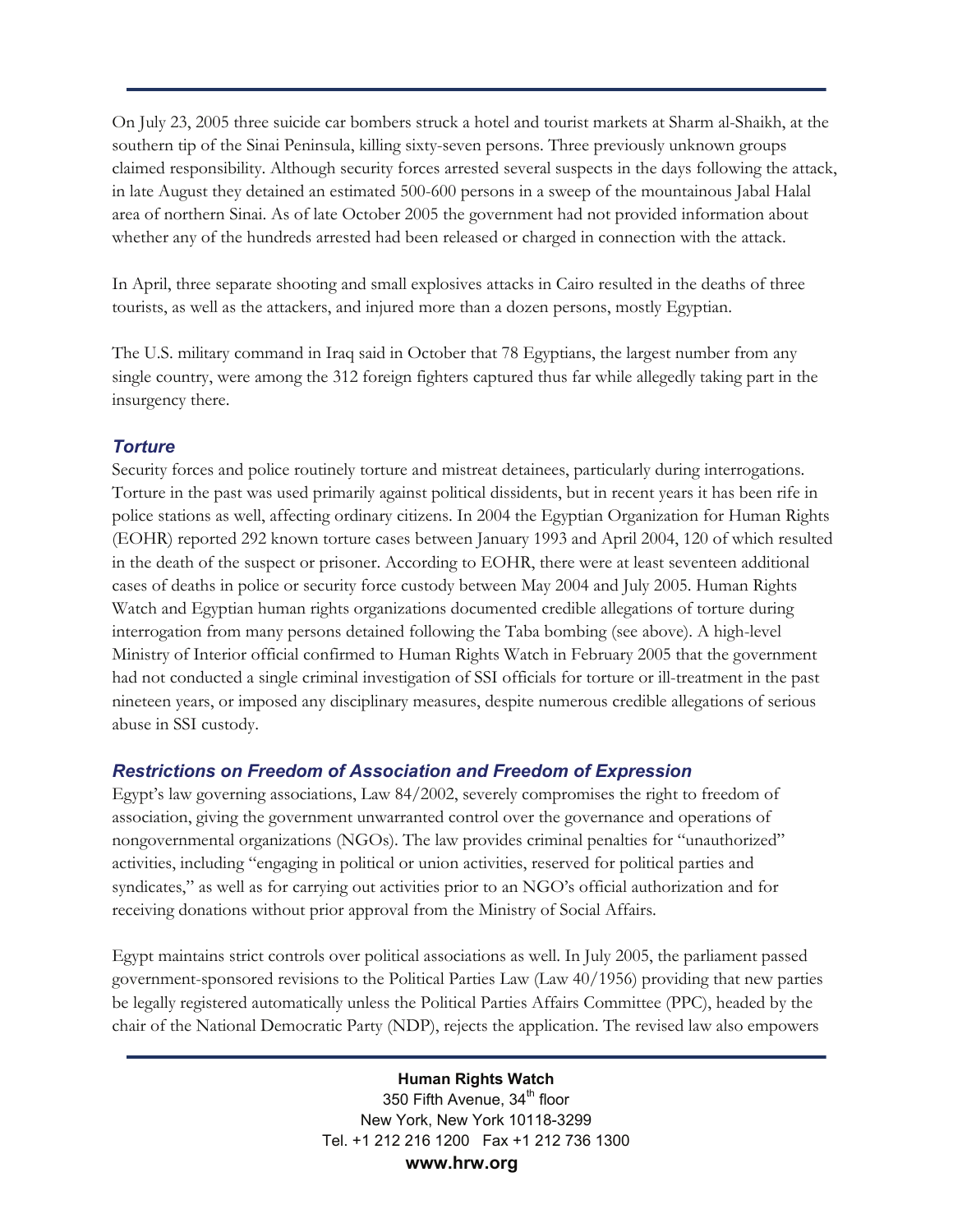On July 23, 2005 three suicide car bombers struck a hotel and tourist markets at Sharm al-Shaikh, at the southern tip of the Sinai Peninsula, killing sixty-seven persons. Three previously unknown groups claimed responsibility. Although security forces arrested several suspects in the days following the attack, in late August they detained an estimated 500-600 persons in a sweep of the mountainous Jabal Halal area of northern Sinai. As of late October 2005 the government had not provided information about whether any of the hundreds arrested had been released or charged in connection with the attack.

In April, three separate shooting and small explosives attacks in Cairo resulted in the deaths of three tourists, as well as the attackers, and injured more than a dozen persons, mostly Egyptian.

The U.S. military command in Iraq said in October that 78 Egyptians, the largest number from any single country, were among the 312 foreign fighters captured thus far while allegedly taking part in the insurgency there.

### *Torture*

Security forces and police routinely torture and mistreat detainees, particularly during interrogations. Torture in the past was used primarily against political dissidents, but in recent years it has been rife in police stations as well, affecting ordinary citizens. In 2004 the Egyptian Organization for Human Rights (EOHR) reported 292 known torture cases between January 1993 and April 2004, 120 of which resulted in the death of the suspect or prisoner. According to EOHR, there were at least seventeen additional cases of deaths in police or security force custody between May 2004 and July 2005. Human Rights Watch and Egyptian human rights organizations documented credible allegations of torture during interrogation from many persons detained following the Taba bombing (see above). A high-level Ministry of Interior official confirmed to Human Rights Watch in February 2005 that the government had not conducted a single criminal investigation of SSI officials for torture or ill-treatment in the past nineteen years, or imposed any disciplinary measures, despite numerous credible allegations of serious abuse in SSI custody.

### *Restrictions on Freedom of Association and Freedom of Expression*

Egypt's law governing associations, Law 84/2002, severely compromises the right to freedom of association, giving the government unwarranted control over the governance and operations of nongovernmental organizations (NGOs). The law provides criminal penalties for "unauthorized" activities, including "engaging in political or union activities, reserved for political parties and syndicates," as well as for carrying out activities prior to an NGO's official authorization and for receiving donations without prior approval from the Ministry of Social Affairs.

Egypt maintains strict controls over political associations as well. In July 2005, the parliament passed government-sponsored revisions to the Political Parties Law (Law 40/1956) providing that new parties be legally registered automatically unless the Political Parties Affairs Committee (PPC), headed by the chair of the National Democratic Party (NDP), rejects the application. The revised law also empowers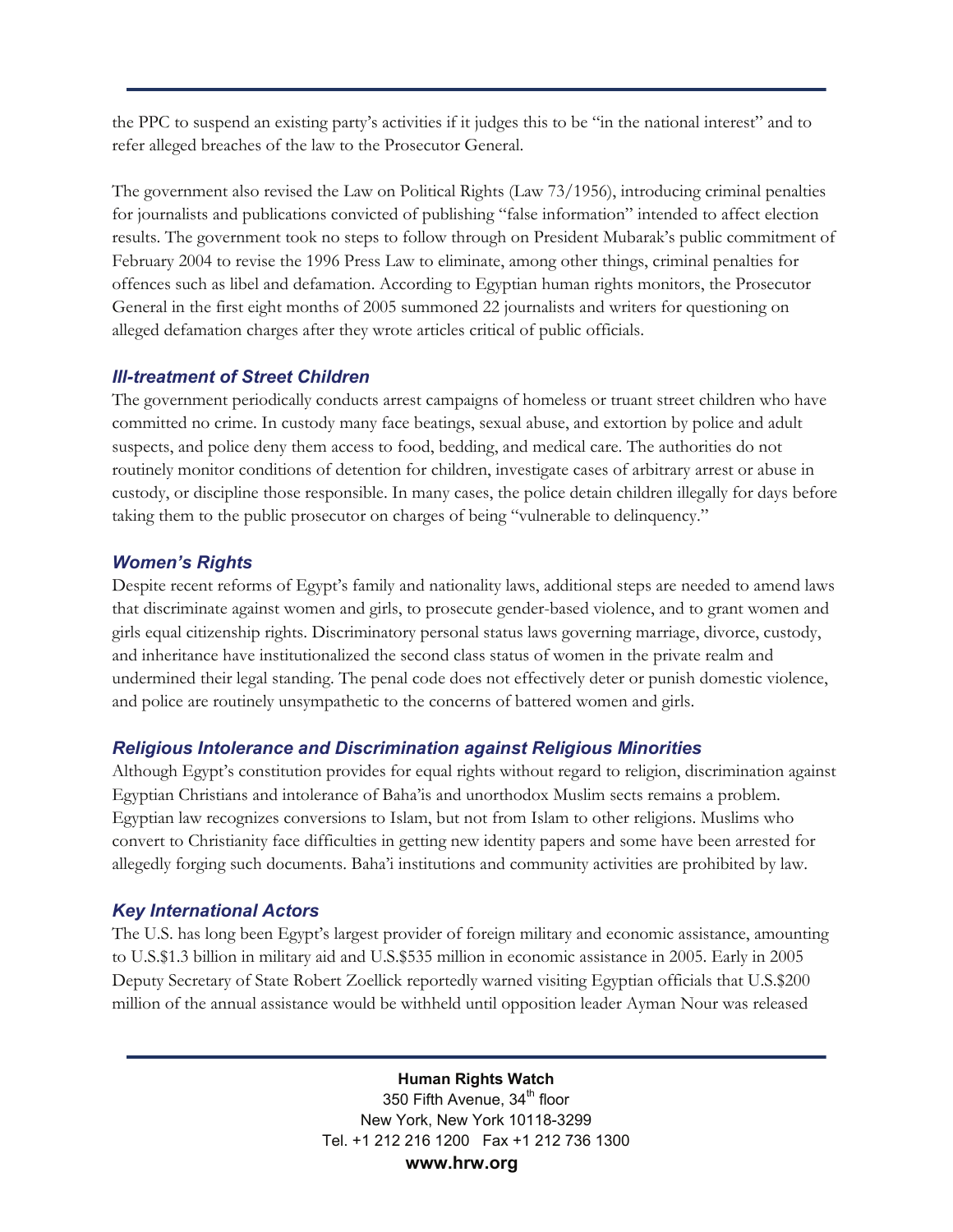the PPC to suspend an existing party's activities if it judges this to be "in the national interest" and to refer alleged breaches of the law to the Prosecutor General.

The government also revised the Law on Political Rights (Law 73/1956), introducing criminal penalties for journalists and publications convicted of publishing "false information" intended to affect election results. The government took no steps to follow through on President Mubarak's public commitment of February 2004 to revise the 1996 Press Law to eliminate, among other things, criminal penalties for offences such as libel and defamation. According to Egyptian human rights monitors, the Prosecutor General in the first eight months of 2005 summoned 22 journalists and writers for questioning on alleged defamation charges after they wrote articles critical of public officials.

### *Ill-treatment of Street Children*

The government periodically conducts arrest campaigns of homeless or truant street children who have committed no crime. In custody many face beatings, sexual abuse, and extortion by police and adult suspects, and police deny them access to food, bedding, and medical care. The authorities do not routinely monitor conditions of detention for children, investigate cases of arbitrary arrest or abuse in custody, or discipline those responsible. In many cases, the police detain children illegally for days before taking them to the public prosecutor on charges of being "vulnerable to delinquency."

### *Women's Rights*

Despite recent reforms of Egypt's family and nationality laws, additional steps are needed to amend laws that discriminate against women and girls, to prosecute gender-based violence, and to grant women and girls equal citizenship rights. Discriminatory personal status laws governing marriage, divorce, custody, and inheritance have institutionalized the second class status of women in the private realm and undermined their legal standing. The penal code does not effectively deter or punish domestic violence, and police are routinely unsympathetic to the concerns of battered women and girls.

### *Religious Intolerance and Discrimination against Religious Minorities*

Although Egypt's constitution provides for equal rights without regard to religion, discrimination against Egyptian Christians and intolerance of Baha'is and unorthodox Muslim sects remains a problem. Egyptian law recognizes conversions to Islam, but not from Islam to other religions. Muslims who convert to Christianity face difficulties in getting new identity papers and some have been arrested for allegedly forging such documents. Baha'i institutions and community activities are prohibited by law.

### *Key International Actors*

The U.S. has long been Egypt's largest provider of foreign military and economic assistance, amounting to U.S.$1.3 billion in military aid and U.S.$535 million in economic assistance in 2005. Early in 2005 Deputy Secretary of State Robert Zoellick reportedly warned visiting Egyptian officials that U.S.$200 million of the annual assistance would be withheld until opposition leader Ayman Nour was released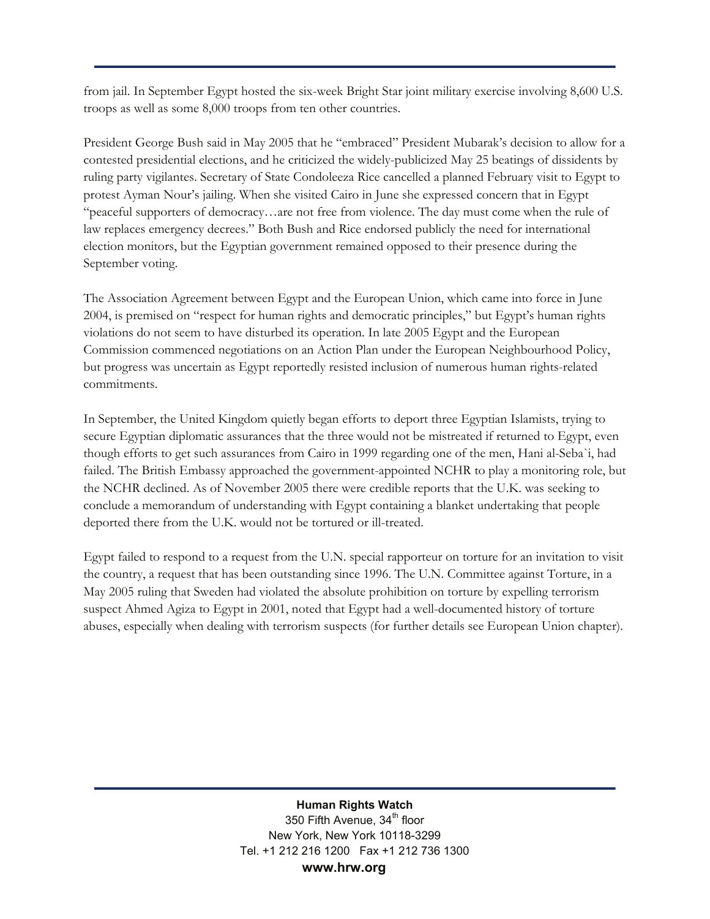from jail. In September Egypt hosted the six-week Bright Star joint military exercise involving 8,600 U.S. troops as well as some 8,000 troops from ten other countries.

President George Bush said in May 2005 that he "embraced" President Mubarak's decision to allow for a contested presidential elections, and he criticized the widely-publicized May 25 beatings of dissidents by ruling party vigilantes. Secretary of State Condoleeza Rice cancelled a planned February visit to Egypt to protest Ayman Nour's jailing. When she visited Cairo in June she expressed concern that in Egypt "peaceful supporters of democracy…are not free from violence. The day must come when the rule of law replaces emergency decrees." Both Bush and Rice endorsed publicly the need for international election monitors, but the Egyptian government remained opposed to their presence during the September voting.

The Association Agreement between Egypt and the European Union, which came into force in June 2004, is premised on "respect for human rights and democratic principles," but Egypt's human rights violations do not seem to have disturbed its operation. In late 2005 Egypt and the European Commission commenced negotiations on an Action Plan under the European Neighbourhood Policy, but progress was uncertain as Egypt reportedly resisted inclusion of numerous human rights-related commitments.

In September, the United Kingdom quietly began efforts to deport three Egyptian Islamists, trying to secure Egyptian diplomatic assurances that the three would not be mistreated if returned to Egypt, even though efforts to get such assurances from Cairo in 1999 regarding one of the men, Hani al-Seba`i, had failed. The British Embassy approached the government-appointed NCHR to play a monitoring role, but the NCHR declined. As of November 2005 there were credible reports that the U.K. was seeking to conclude a memorandum of understanding with Egypt containing a blanket undertaking that people deported there from the U.K. would not be tortured or ill-treated.

Egypt failed to respond to a request from the U.N. special rapporteur on torture for an invitation to visit the country, a request that has been outstanding since 1996. The U.N. Committee against Torture, in a May 2005 ruling that Sweden had violated the absolute prohibition on torture by expelling terrorism suspect Ahmed Agiza to Egypt in 2001, noted that Egypt had a well-documented history of torture abuses, especially when dealing with terrorism suspects (for further details see European Union chapter).

**Human Rights Watch**
350 Fifth Avenue, 34th floor
New York, New York 10118-3299
Tel. +1 212 216 1200 Fax +1 212 736 1300
**www.hrw.org**